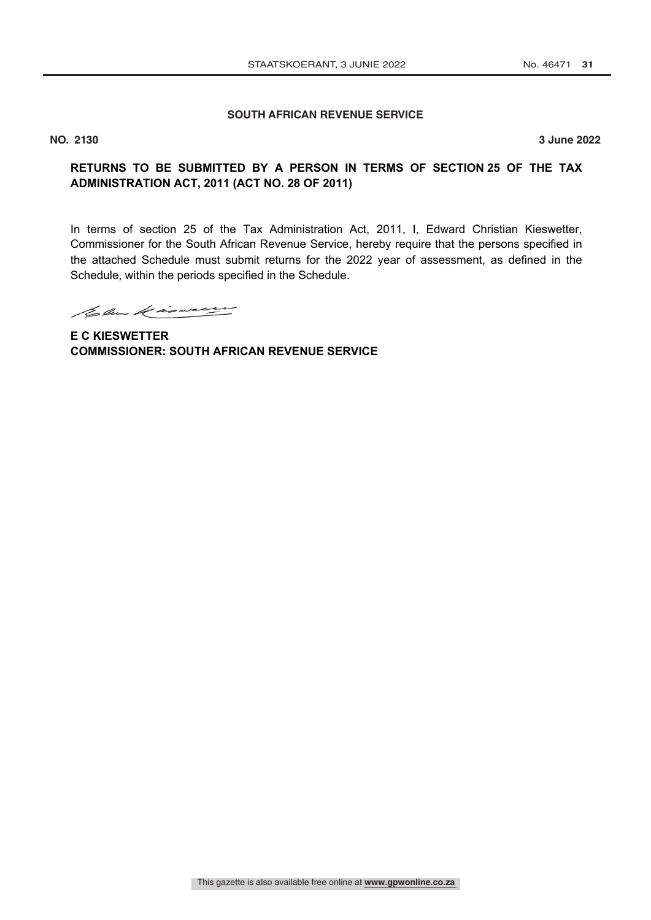**SOUTH AFRICAN REVENUE SERVICE**

**NO. 2130** **3 June 2022**

## RETURNS TO BE SUBMITTED BY A PERSON IN TERMS OF SECTION 25 OF THE TAX ADMINISTRATION ACT, 2011 (ACT NO. 28 OF 2011)

In terms of section 25 of the Tax Administration Act, 2011, I, Edward Christian Kieswetter, Commissioner for the South African Revenue Service, hereby require that the persons specified in the attached Schedule must submit returns for the 2022 year of assessment, as defined in the Schedule, within the periods specified in the Schedule.

**E C KIESWETTER**
**COMMISSIONER: SOUTH AFRICAN REVENUE SERVICE**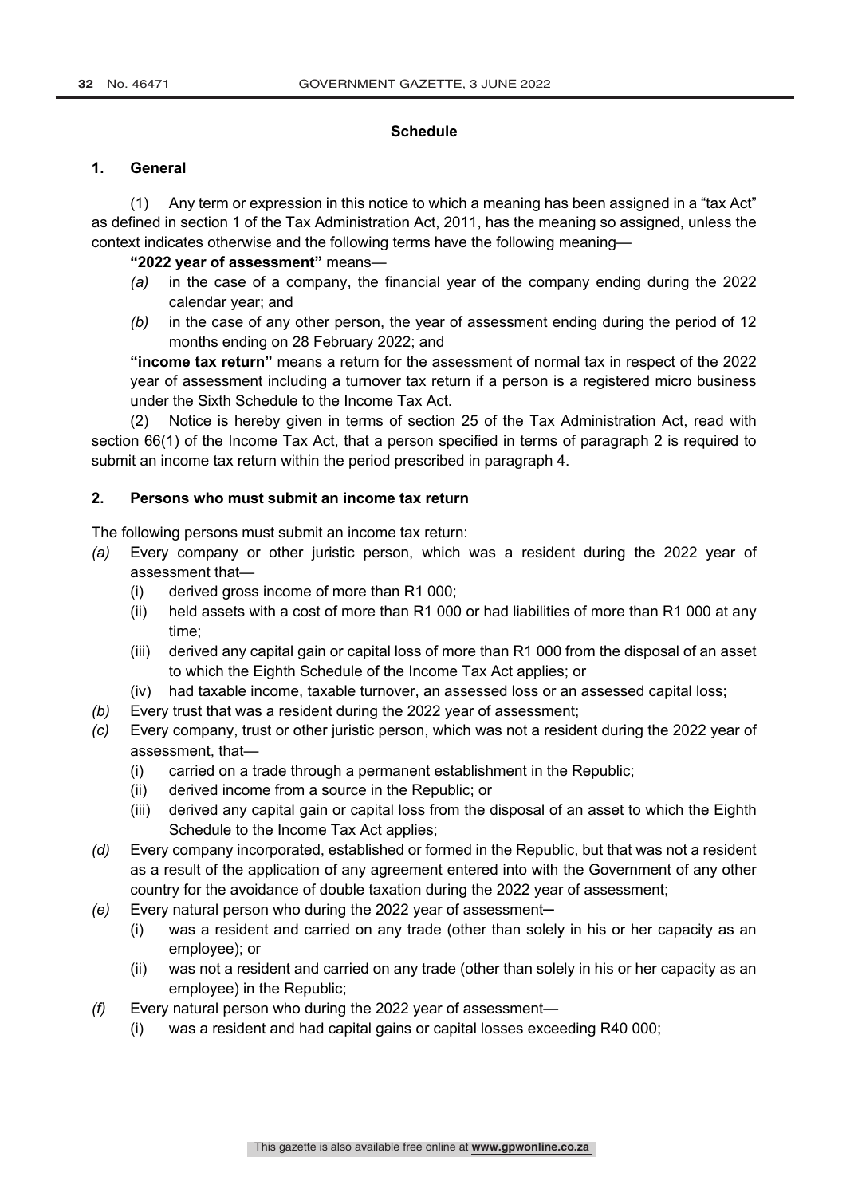## Schedule

### 1. General

(1) Any term or expression in this notice to which a meaning has been assigned in a "tax Act" as defined in section 1 of the Tax Administration Act, 2011, has the meaning so assigned, unless the context indicates otherwise and the following terms have the following meaning—

**"2022 year of assessment"** means—

*(a)* in the case of a company, the financial year of the company ending during the 2022 calendar year; and

*(b)* in the case of any other person, the year of assessment ending during the period of 12 months ending on 28 February 2022; and

**"income tax return"** means a return for the assessment of normal tax in respect of the 2022 year of assessment including a turnover tax return if a person is a registered micro business under the Sixth Schedule to the Income Tax Act.

(2) Notice is hereby given in terms of section 25 of the Tax Administration Act, read with section 66(1) of the Income Tax Act, that a person specified in terms of paragraph 2 is required to submit an income tax return within the period prescribed in paragraph 4.

### 2. Persons who must submit an income tax return

The following persons must submit an income tax return:

*(a)* Every company or other juristic person, which was a resident during the 2022 year of assessment that—
   - (i) derived gross income of more than R1 000;
   - (ii) held assets with a cost of more than R1 000 or had liabilities of more than R1 000 at any time;
   - (iii) derived any capital gain or capital loss of more than R1 000 from the disposal of an asset to which the Eighth Schedule of the Income Tax Act applies; or
   - (iv) had taxable income, taxable turnover, an assessed loss or an assessed capital loss;

*(b)* Every trust that was a resident during the 2022 year of assessment;

*(c)* Every company, trust or other juristic person, which was not a resident during the 2022 year of assessment, that—
   - (i) carried on a trade through a permanent establishment in the Republic;
   - (ii) derived income from a source in the Republic; or
   - (iii) derived any capital gain or capital loss from the disposal of an asset to which the Eighth Schedule to the Income Tax Act applies;

*(d)* Every company incorporated, established or formed in the Republic, but that was not a resident as a result of the application of any agreement entered into with the Government of any other country for the avoidance of double taxation during the 2022 year of assessment;

*(e)* Every natural person who during the 2022 year of assessment—
   - (i) was a resident and carried on any trade (other than solely in his or her capacity as an employee); or
   - (ii) was not a resident and carried on any trade (other than solely in his or her capacity as an employee) in the Republic;

*(f)* Every natural person who during the 2022 year of assessment—
   - (i) was a resident and had capital gains or capital losses exceeding R40 000;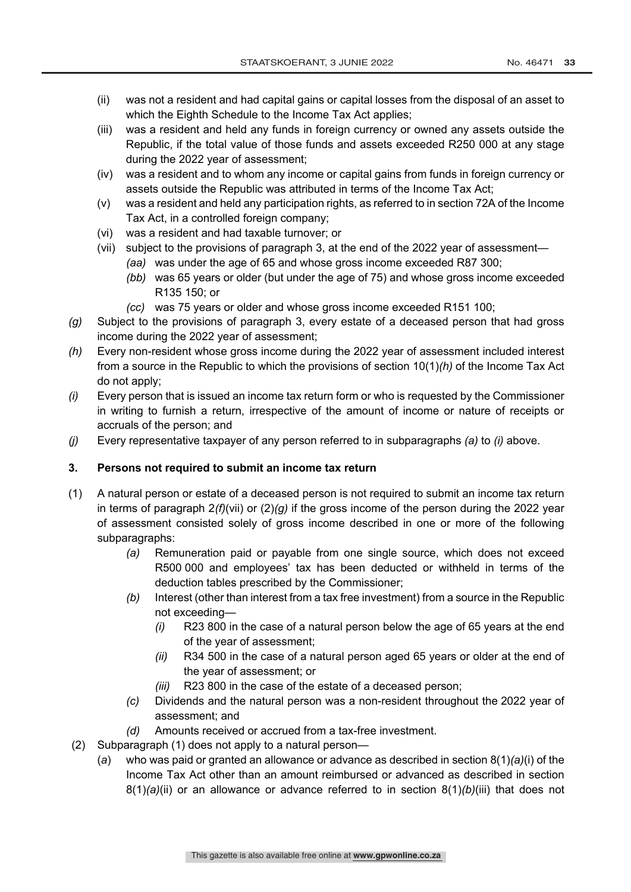(ii) was not a resident and had capital gains or capital losses from the disposal of an asset to which the Eighth Schedule to the Income Tax Act applies;

(iii) was a resident and held any funds in foreign currency or owned any assets outside the Republic, if the total value of those funds and assets exceeded R250 000 at any stage during the 2022 year of assessment;

(iv) was a resident and to whom any income or capital gains from funds in foreign currency or assets outside the Republic was attributed in terms of the Income Tax Act;

(v) was a resident and held any participation rights, as referred to in section 72A of the Income Tax Act, in a controlled foreign company;

(vi) was a resident and had taxable turnover; or

(vii) subject to the provisions of paragraph 3, at the end of the 2022 year of assessment—

*(aa)* was under the age of 65 and whose gross income exceeded R87 300;

*(bb)* was 65 years or older (but under the age of 75) and whose gross income exceeded R135 150; or

*(cc)* was 75 years or older and whose gross income exceeded R151 100;

*(g)* Subject to the provisions of paragraph 3, every estate of a deceased person that had gross income during the 2022 year of assessment;

*(h)* Every non-resident whose gross income during the 2022 year of assessment included interest from a source in the Republic to which the provisions of section 10(1)*(h)* of the Income Tax Act do not apply;

*(i)* Every person that is issued an income tax return form or who is requested by the Commissioner in writing to furnish a return, irrespective of the amount of income or nature of receipts or accruals of the person; and

*(j)* Every representative taxpayer of any person referred to in subparagraphs *(a)* to *(i)* above.

**3. Persons not required to submit an income tax return**

(1) A natural person or estate of a deceased person is not required to submit an income tax return in terms of paragraph 2*(f)*(vii) or (2)*(g)* if the gross income of the person during the 2022 year of assessment consisted solely of gross income described in one or more of the following subparagraphs:

*(a)* Remuneration paid or payable from one single source, which does not exceed R500 000 and employees' tax has been deducted or withheld in terms of the deduction tables prescribed by the Commissioner;

*(b)* Interest (other than interest from a tax free investment) from a source in the Republic not exceeding—

*(i)* R23 800 in the case of a natural person below the age of 65 years at the end of the year of assessment;

*(ii)* R34 500 in the case of a natural person aged 65 years or older at the end of the year of assessment; or

*(iii)* R23 800 in the case of the estate of a deceased person;

*(c)* Dividends and the natural person was a non-resident throughout the 2022 year of assessment; and

*(d)* Amounts received or accrued from a tax-free investment.

(2) Subparagraph (1) does not apply to a natural person—

(*a*) who was paid or granted an allowance or advance as described in section 8(1)*(a)*(i) of the Income Tax Act other than an amount reimbursed or advanced as described in section 8(1)*(a)*(ii) or an allowance or advance referred to in section 8(1)*(b)*(iii) that does not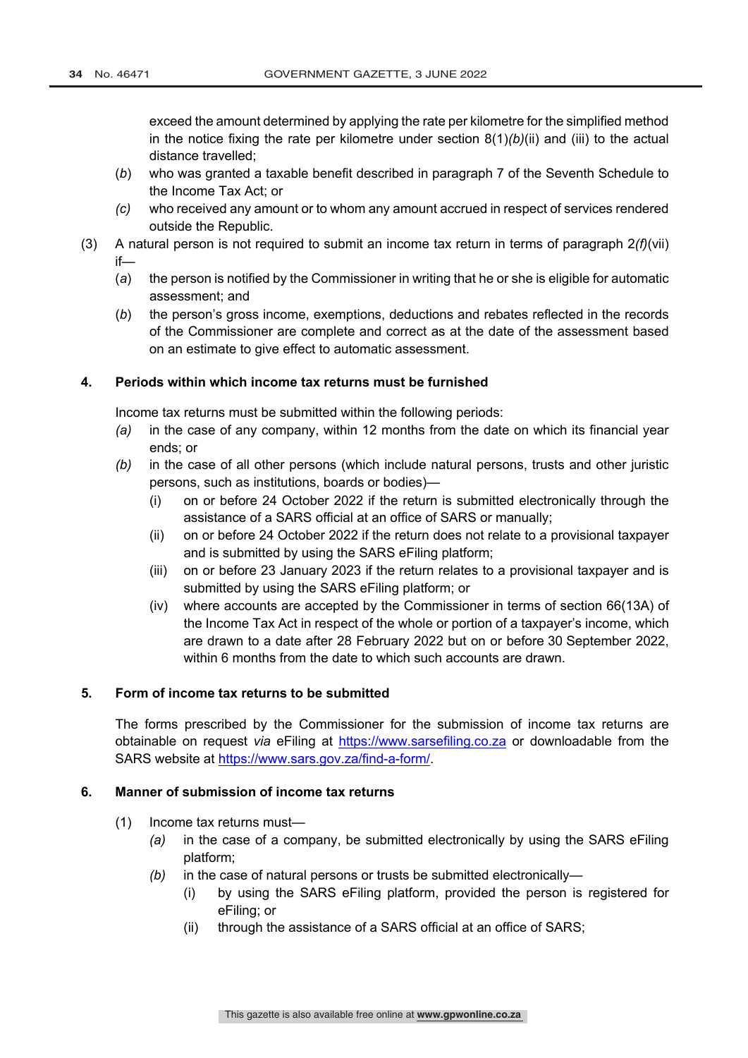exceed the amount determined by applying the rate per kilometre for the simplified method in the notice fixing the rate per kilometre under section 8(1)*(b)*(ii) and (iii) to the actual distance travelled;

(*b*) who was granted a taxable benefit described in paragraph 7 of the Seventh Schedule to the Income Tax Act; or

*(c)* who received any amount or to whom any amount accrued in respect of services rendered outside the Republic.

(3) A natural person is not required to submit an income tax return in terms of paragraph 2*(f)*(vii) if—

(*a*) the person is notified by the Commissioner in writing that he or she is eligible for automatic assessment; and

(*b*) the person's gross income, exemptions, deductions and rebates reflected in the records of the Commissioner are complete and correct as at the date of the assessment based on an estimate to give effect to automatic assessment.

## 4. Periods within which income tax returns must be furnished

Income tax returns must be submitted within the following periods:

*(a)* in the case of any company, within 12 months from the date on which its financial year ends; or

*(b)* in the case of all other persons (which include natural persons, trusts and other juristic persons, such as institutions, boards or bodies)—

(i) on or before 24 October 2022 if the return is submitted electronically through the assistance of a SARS official at an office of SARS or manually;

(ii) on or before 24 October 2022 if the return does not relate to a provisional taxpayer and is submitted by using the SARS eFiling platform;

(iii) on or before 23 January 2023 if the return relates to a provisional taxpayer and is submitted by using the SARS eFiling platform; or

(iv) where accounts are accepted by the Commissioner in terms of section 66(13A) of the Income Tax Act in respect of the whole or portion of a taxpayer's income, which are drawn to a date after 28 February 2022 but on or before 30 September 2022, within 6 months from the date to which such accounts are drawn.

## 5. Form of income tax returns to be submitted

The forms prescribed by the Commissioner for the submission of income tax returns are obtainable on request *via* eFiling at https://www.sarsefiling.co.za or downloadable from the SARS website at https://www.sars.gov.za/find-a-form/.

## 6. Manner of submission of income tax returns

(1) Income tax returns must—

*(a)* in the case of a company, be submitted electronically by using the SARS eFiling platform;

*(b)* in the case of natural persons or trusts be submitted electronically—

(i) by using the SARS eFiling platform, provided the person is registered for eFiling; or

(ii) through the assistance of a SARS official at an office of SARS;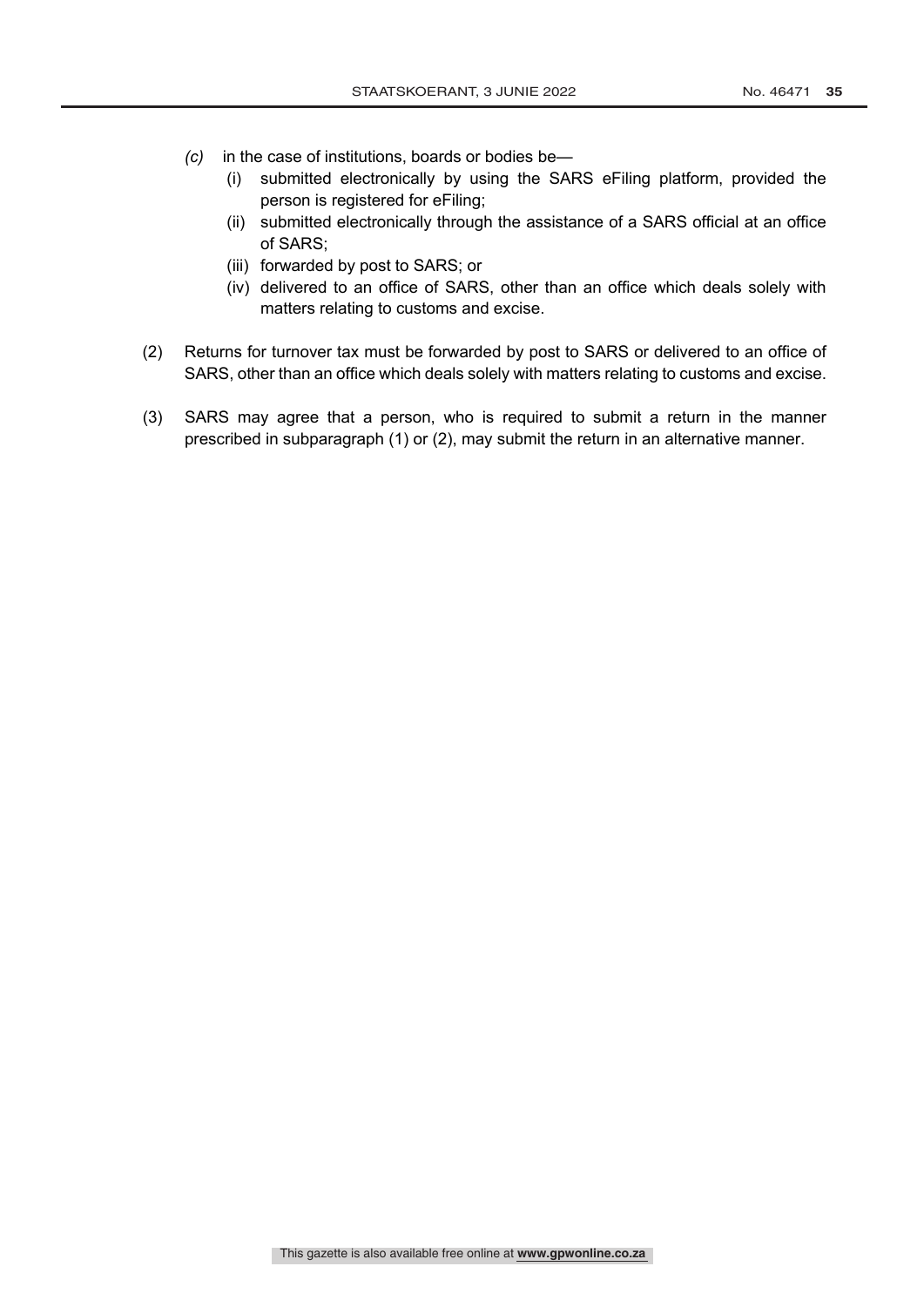*(c)* in the case of institutions, boards or bodies be—

(i) submitted electronically by using the SARS eFiling platform, provided the person is registered for eFiling;

(ii) submitted electronically through the assistance of a SARS official at an office of SARS;

(iii) forwarded by post to SARS; or

(iv) delivered to an office of SARS, other than an office which deals solely with matters relating to customs and excise.

(2) Returns for turnover tax must be forwarded by post to SARS or delivered to an office of SARS, other than an office which deals solely with matters relating to customs and excise.

(3) SARS may agree that a person, who is required to submit a return in the manner prescribed in subparagraph (1) or (2), may submit the return in an alternative manner.